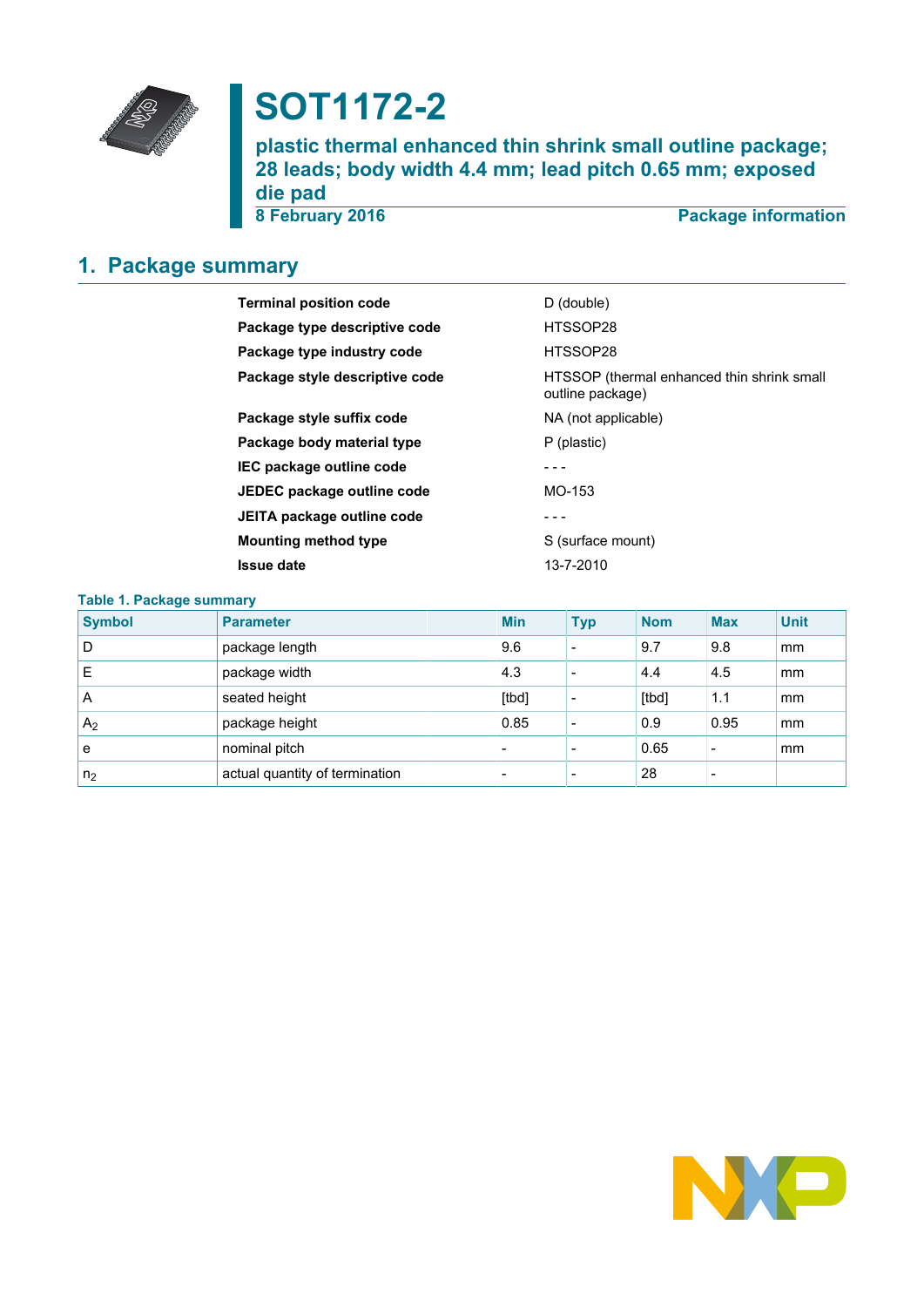# SOT1172-2

## plastic thermal enhanced thin shrink small outline package; 28 leads; body width 4.4 mm; lead pitch 0.65 mm; exposed die pad

**8 February 2016** — **Package information**

## 1. Package summary

| | |
|---|---|
| **Terminal position code** | D (double) |
| **Package type descriptive code** | HTSSOP28 |
| **Package type industry code** | HTSSOP28 |
| **Package style descriptive code** | HTSSOP (thermal enhanced thin shrink small outline package) |
| **Package style suffix code** | NA (not applicable) |
| **Package body material type** | P (plastic) |
| **IEC package outline code** | - - - |
| **JEDEC package outline code** | MO-153 |
| **JEITA package outline code** | - - - |
| **Mounting method type** | S (surface mount) |
| **Issue date** | 13-7-2010 |

**Table 1. Package summary**

| Symbol | Parameter | Min | Typ | Nom | Max | Unit |
|---|---|---|---|---|---|---|
| D | package length | 9.6 | - | 9.7 | 9.8 | mm |
| E | package width | 4.3 | - | 4.4 | 4.5 | mm |
| A | seated height | [tbd] | - | [tbd] | 1.1 | mm |
| $A_2$ | package height | 0.85 | - | 0.9 | 0.95 | mm |
| e | nominal pitch | - | - | 0.65 | - | mm |
| $n_2$ | actual quantity of termination | - | - | 28 | - | |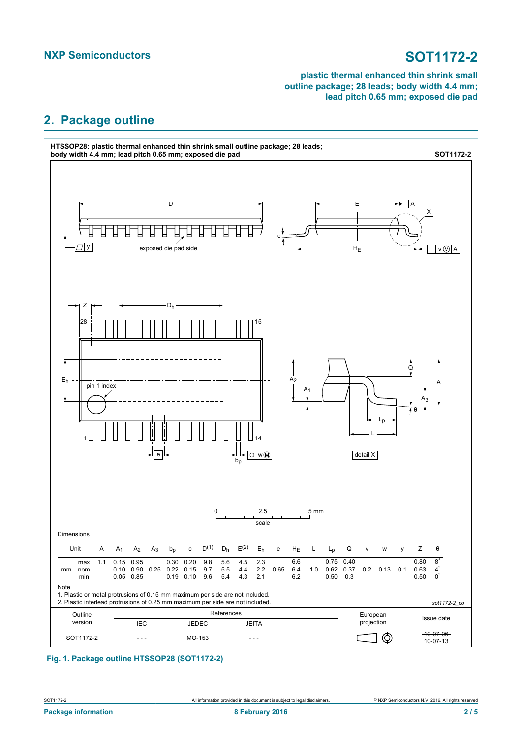## 2. Package outline

**HTSSOP28: plastic thermal enhanced thin shrink small outline package; 28 leads; body width 4.4 mm; lead pitch 0.65 mm; exposed die pad** — **SOT1172-2**

Dimensions

| Unit | | A | $A_1$ | $A_2$ | $A_3$ | $b_p$ | c | $D^{(1)}$ | $D_h$ | $E^{(2)}$ | $E_h$ | e | $H_E$ | L | $L_p$ | Q | v | w | y | Z | θ |
|---|---|---|---|---|---|---|---|---|---|---|---|---|---|---|---|---|---|---|---|---|---|
| mm | max | 1.1 | 0.15 | 0.95 | | 0.30 | 0.20 | 9.8 | 5.6 | 4.5 | 2.3 | | 6.6 | | 0.75 | 0.40 | | | | 0.80 | 8° |
| | nom | | 0.10 | 0.90 | 0.25 | 0.22 | 0.15 | 9.7 | 5.5 | 4.4 | 2.2 | 0.65 | 6.4 | 1.0 | 0.62 | 0.37 | 0.2 | 0.13 | 0.1 | 0.63 | 4° |
| | min | | 0.05 | 0.85 | | 0.19 | 0.10 | 9.6 | 5.4 | 4.3 | 2.1 | | 6.2 | | 0.50 | 0.3 | | | | 0.50 | 0° |

Note

1. Plastic or metal protrusions of 0.15 mm maximum per side are not included.
2. Plastic interlead protrusions of 0.25 mm maximum per side are not included.

sot1172-2_po

| Outline version | References: IEC | References: JEDEC | References: JEITA | | European projection | Issue date |
|---|---|---|---|---|---|---|
| SOT1172-2 | - - - | MO-153 | - - - | | | ~~10-07-06~~ 10-07-13 |

**Fig. 1. Package outline HTSSOP28 (SOT1172-2)**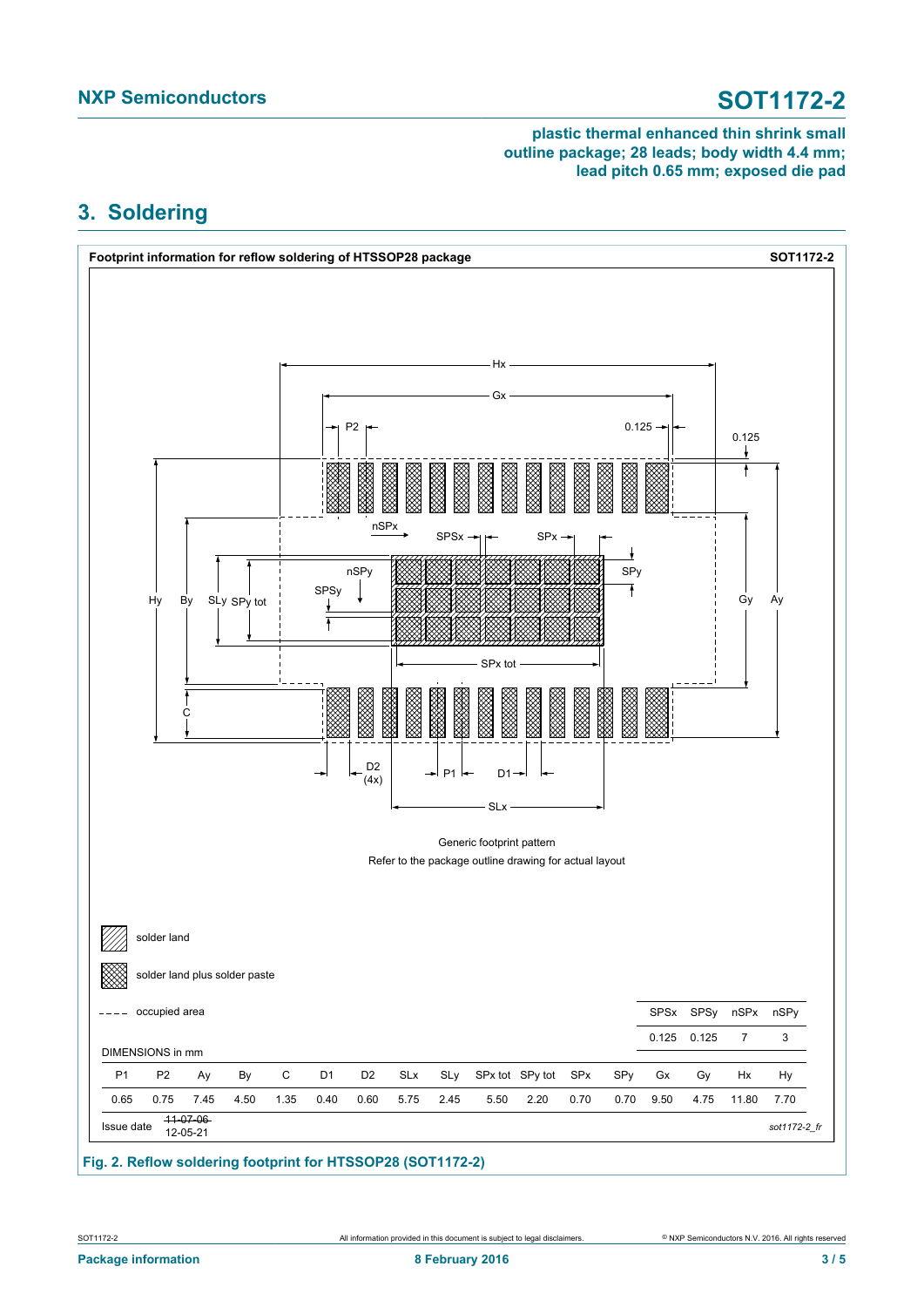plastic thermal enhanced thin shrink small outline package; 28 leads; body width 4.4 mm; lead pitch 0.65 mm; exposed die pad

## 3. Soldering

**Footprint information for reflow soldering of HTSSOP28 package** **SOT1172-2**

Generic footprint pattern

Refer to the package outline drawing for actual layout

solder land

solder land plus solder paste

occupied area

| SPSx | SPSy | nSPx | nSPy |
|---|---|---|---|
| 0.125 | 0.125 | 7 | 3 |

DIMENSIONS in mm

| P1 | P2 | Ay | By | C | D1 | D2 | SLx | SLy | SPx tot | SPy tot | SPx | SPy | Gx | Gy | Hx | Hy |
|---|---|---|---|---|---|---|---|---|---|---|---|---|---|---|---|---|
| 0.65 | 0.75 | 7.45 | 4.50 | 1.35 | 0.40 | 0.60 | 5.75 | 2.45 | 5.50 | 2.20 | 0.70 | 0.70 | 9.50 | 4.75 | 11.80 | 7.70 |

Issue date ~~11-07-06~~ 12-05-21

*sot1172-2_fr*

**Fig. 2. Reflow soldering footprint for HTSSOP28 (SOT1172-2)**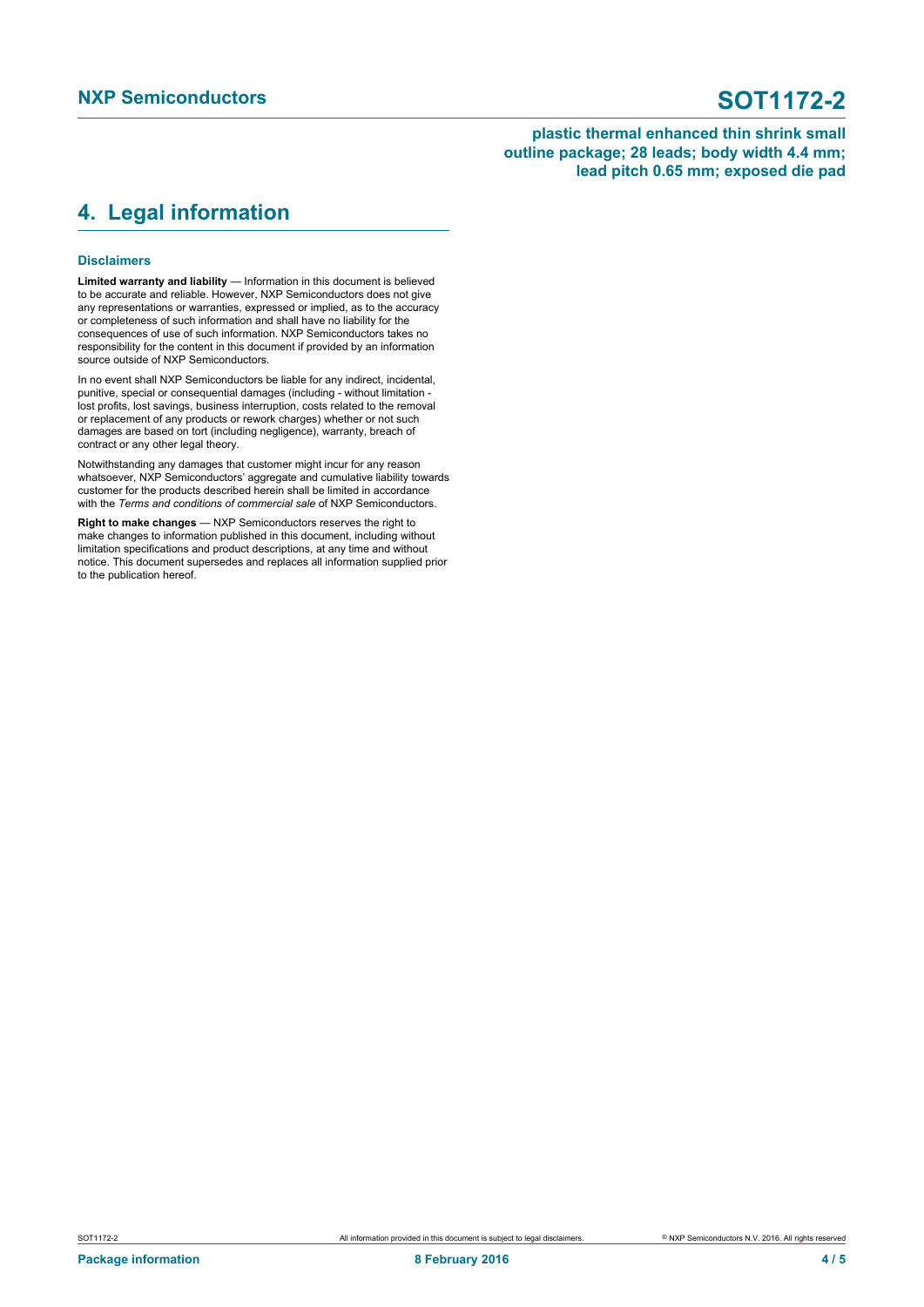## 4. Legal information

### Disclaimers

**Limited warranty and liability** — Information in this document is believed to be accurate and reliable. However, NXP Semiconductors does not give any representations or warranties, expressed or implied, as to the accuracy or completeness of such information and shall have no liability for the consequences of use of such information. NXP Semiconductors takes no responsibility for the content in this document if provided by an information source outside of NXP Semiconductors.

In no event shall NXP Semiconductors be liable for any indirect, incidental, punitive, special or consequential damages (including - without limitation - lost profits, lost savings, business interruption, costs related to the removal or replacement of any products or rework charges) whether or not such damages are based on tort (including negligence), warranty, breach of contract or any other legal theory.

Notwithstanding any damages that customer might incur for any reason whatsoever, NXP Semiconductors' aggregate and cumulative liability towards customer for the products described herein shall be limited in accordance with the *Terms and conditions of commercial sale* of NXP Semiconductors.

**Right to make changes** — NXP Semiconductors reserves the right to make changes to information published in this document, including without limitation specifications and product descriptions, at any time and without notice. This document supersedes and replaces all information supplied prior to the publication hereof.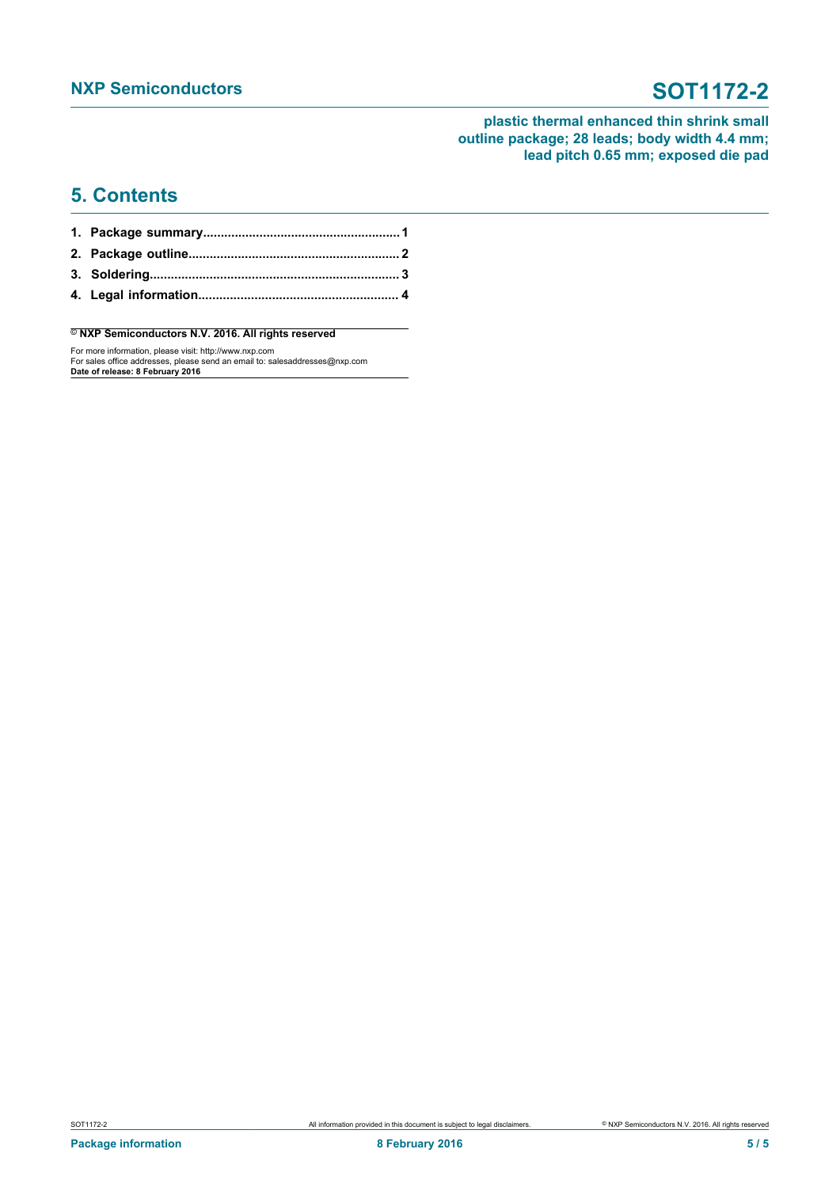## 5. Contents

**1. Package summary....................................................... 1**
**2. Package outline........................................................... 2**
**3. Soldering..................................................................... 3**
**4. Legal information........................................................ 4**

**© NXP Semiconductors N.V. 2016. All rights reserved**

For more information, please visit: http://www.nxp.com
For sales office addresses, please send an email to: salesaddresses@nxp.com
**Date of release: 8 February 2016**